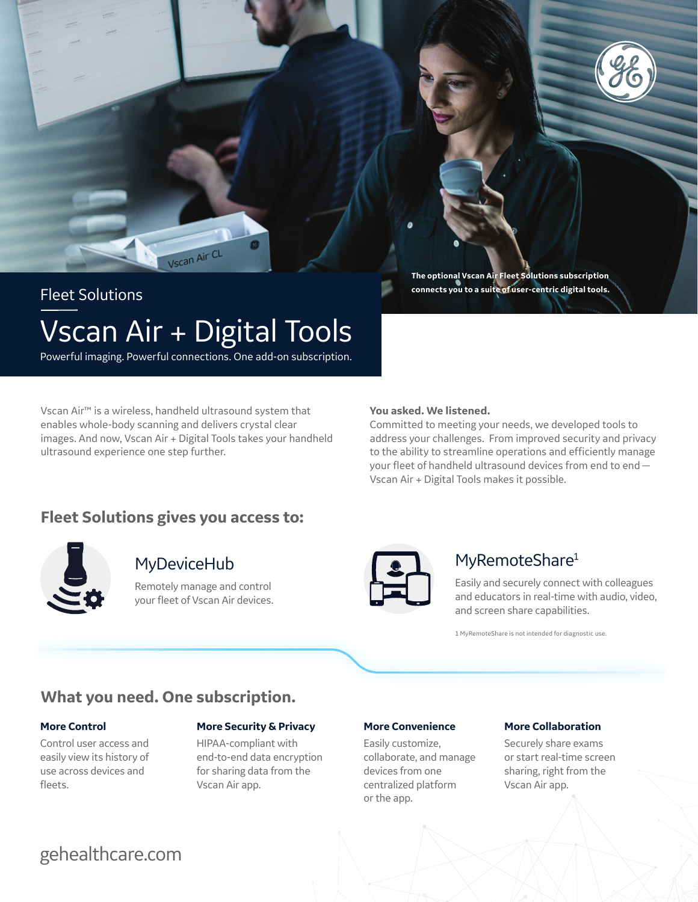The optional Vscan Air Fleet Solutions subscription connects you to a suite of user-centric digital tools.

Fleet Solutions

# Vscan Air + Digital Tools

Powerful imaging. Powerful connections. One add-on subscription.

Vscan Air™ is a wireless, handheld ultrasound system that enables whole-body scanning and delivers crystal clear images. And now, Vscan Air + Digital Tools takes your handheld ultrasound experience one step further.

**You asked. We listened.**
Committed to meeting your needs, we developed tools to address your challenges. From improved security and privacy to the ability to streamline operations and efficiently manage your fleet of handheld ultrasound devices from end to end — Vscan Air + Digital Tools makes it possible.

## Fleet Solutions gives you access to:

### MyDeviceHub

Remotely manage and control your fleet of Vscan Air devices.

### MyRemoteShare[1]

Easily and securely connect with colleagues and educators in real-time with audio, video, and screen share capabilities.

1 MyRemoteShare is not intended for diagnostic use.

## What you need. One subscription.

**More Control**
Control user access and easily view its history of use across devices and fleets.

**More Security & Privacy**
HIPAA-compliant with end-to-end data encryption for sharing data from the Vscan Air app.

**More Convenience**
Easily customize, collaborate, and manage devices from one centralized platform or the app.

**More Collaboration**
Securely share exams or start real-time screen sharing, right from the Vscan Air app.

gehealthcare.com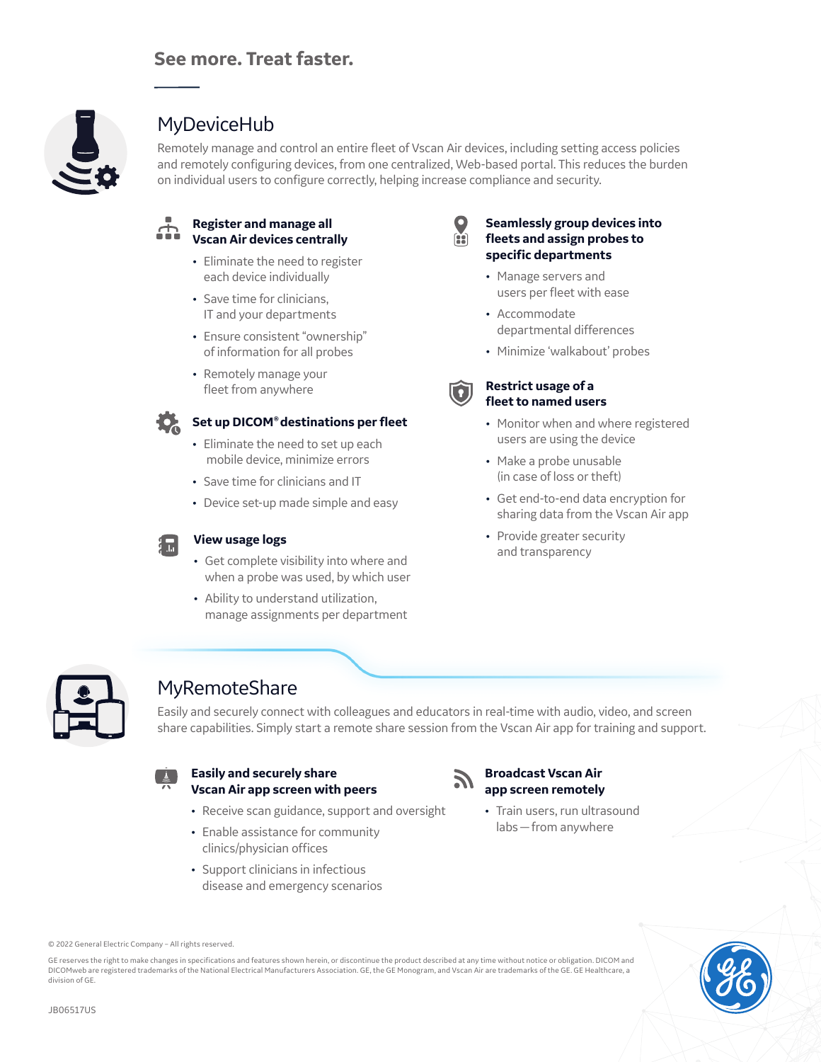## See more. Treat faster.

### MyDeviceHub

Remotely manage and control an entire fleet of Vscan Air devices, including setting access policies and remotely configuring devices, from one centralized, Web-based portal. This reduces the burden on individual users to configure correctly, helping increase compliance and security.

**Register and manage all Vscan Air devices centrally**

- Eliminate the need to register each device individually
- Save time for clinicians, IT and your departments
- Ensure consistent “ownership” of information for all probes
- Remotely manage your fleet from anywhere

**Set up DICOM® destinations per fleet**

- Eliminate the need to set up each mobile device, minimize errors
- Save time for clinicians and IT
- Device set-up made simple and easy

**View usage logs**

- Get complete visibility into where and when a probe was used, by which user
- Ability to understand utilization, manage assignments per department

**Seamlessly group devices into fleets and assign probes to specific departments**

- Manage servers and users per fleet with ease
- Accommodate departmental differences
- Minimize ‘walkabout’ probes

**Restrict usage of a fleet to named users**

- Monitor when and where registered users are using the device
- Make a probe unusable (in case of loss or theft)
- Get end-to-end data encryption for sharing data from the Vscan Air app
- Provide greater security and transparency

### MyRemoteShare

Easily and securely connect with colleagues and educators in real-time with audio, video, and screen share capabilities. Simply start a remote share session from the Vscan Air app for training and support.

**Easily and securely share Vscan Air app screen with peers**

- Receive scan guidance, support and oversight
- Enable assistance for community clinics/physician offices
- Support clinicians in infectious disease and emergency scenarios

**Broadcast Vscan Air app screen remotely**

- Train users, run ultrasound labs — from anywhere

© 2022 General Electric Company – All rights reserved.

GE reserves the right to make changes in specifications and features shown herein, or discontinue the product described at any time without notice or obligation. DICOM and DICOMweb are registered trademarks of the National Electrical Manufacturers Association. GE, the GE Monogram, and Vscan Air are trademarks of the GE. GE Healthcare, a division of GE.

JB06517US